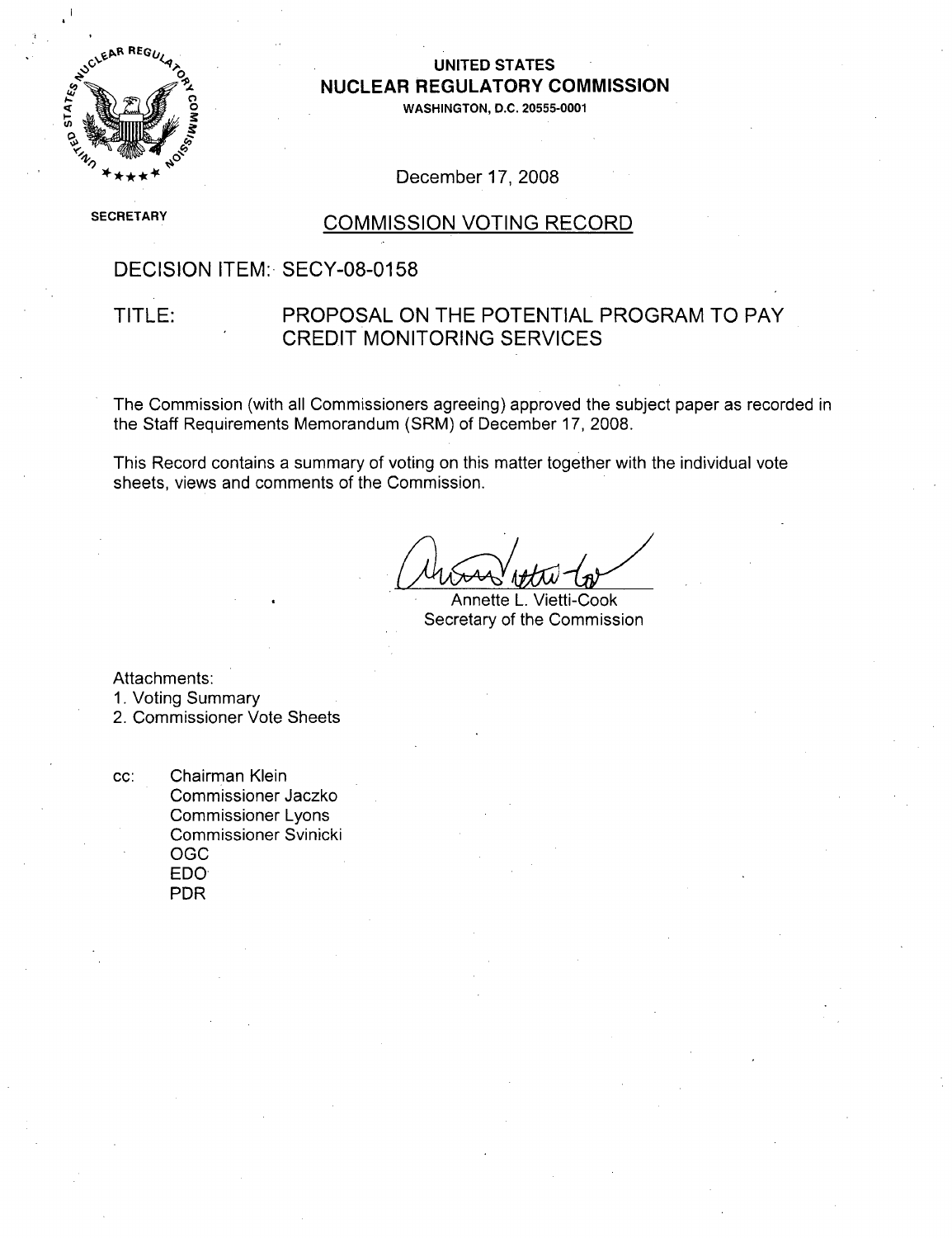# UNITED STATES
# NUCLEAR REGULATORY COMMISSION

WASHINGTON, D.C. 20555-0001

December 17, 2008

SECRETARY

## COMMISSION VOTING RECORD

DECISION ITEM: SECY-08-0158

TITLE: PROPOSAL ON THE POTENTIAL PROGRAM TO PAY CREDIT MONITORING SERVICES

The Commission (with all Commissioners agreeing) approved the subject paper as recorded in the Staff Requirements Memorandum (SRM) of December 17, 2008.

This Record contains a summary of voting on this matter together with the individual vote sheets, views and comments of the Commission.

Annette L. Vietti-Cook
Secretary of the Commission

Attachments:
1. Voting Summary
2. Commissioner Vote Sheets

cc: Chairman Klein
Commissioner Jaczko
Commissioner Lyons
Commissioner Svinicki
OGC
EDO
PDR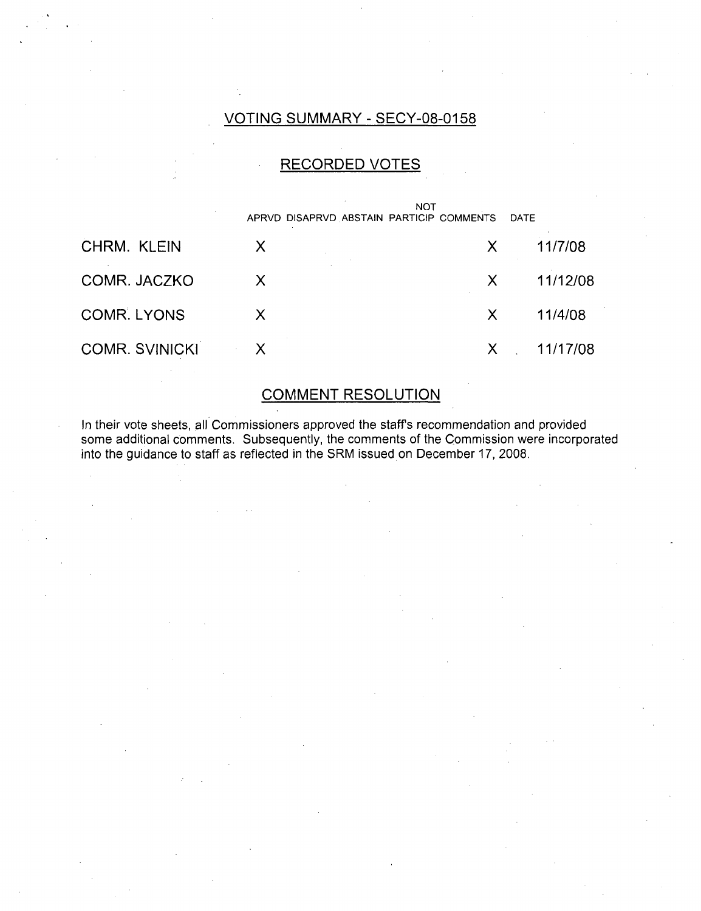## VOTING SUMMARY - SECY-08-0158

### RECORDED VOTES

| | APRVD | DISAPRVD | ABSTAIN | NOT PARTICIP | COMMENTS | DATE |
|---|---|---|---|---|---|---|
| CHRM. KLEIN | X | | | | X | 11/7/08 |
| COMR. JACZKO | X | | | | X | 11/12/08 |
| COMR. LYONS | X | | | | X | 11/4/08 |
| COMR. SVINICKI | X | | | | X | 11/17/08 |

### COMMENT RESOLUTION

In their vote sheets, all Commissioners approved the staff's recommendation and provided some additional comments. Subsequently, the comments of the Commission were incorporated into the guidance to staff as reflected in the SRM issued on December 17, 2008.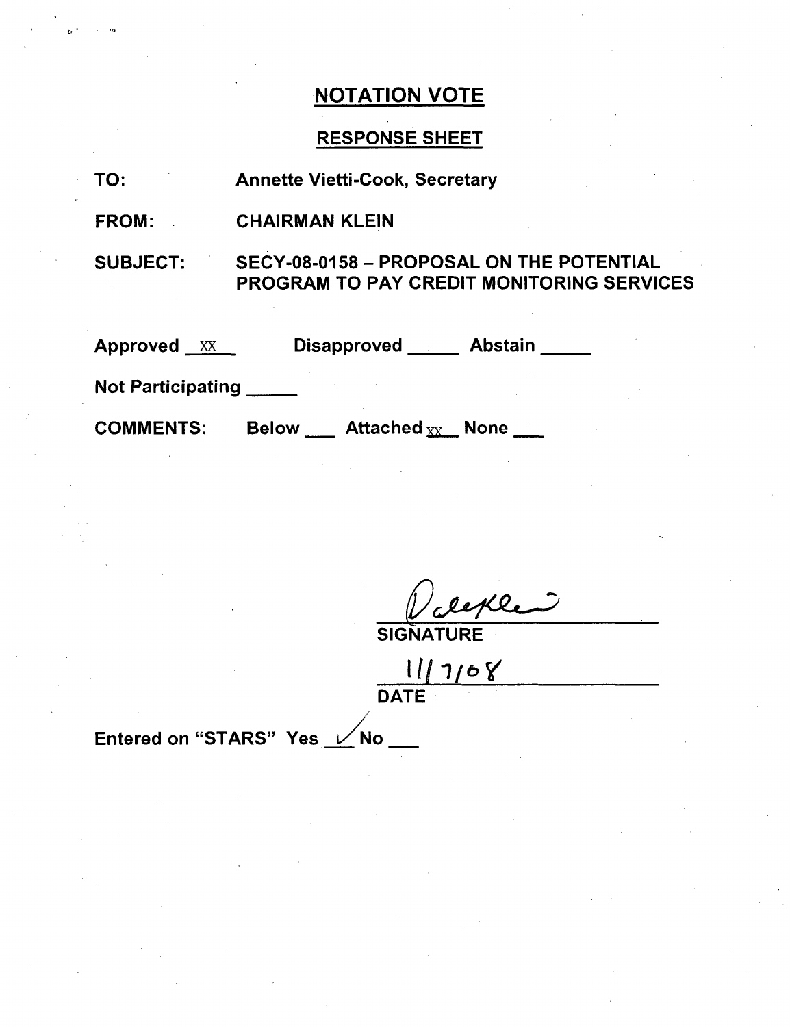# NOTATION VOTE

## RESPONSE SHEET

TO: Annette Vietti-Cook, Secretary

FROM: CHAIRMAN KLEIN

SUBJECT: SECY-08-0158 – PROPOSAL ON THE POTENTIAL PROGRAM TO PAY CREDIT MONITORING SERVICES

Approved XX Disapproved _____ Abstain _____

Not Participating _____

COMMENTS: Below ___ Attached XX None ___

Dale Klein
SIGNATURE

11/7/08
DATE

Entered on "STARS" Yes ✓ No ___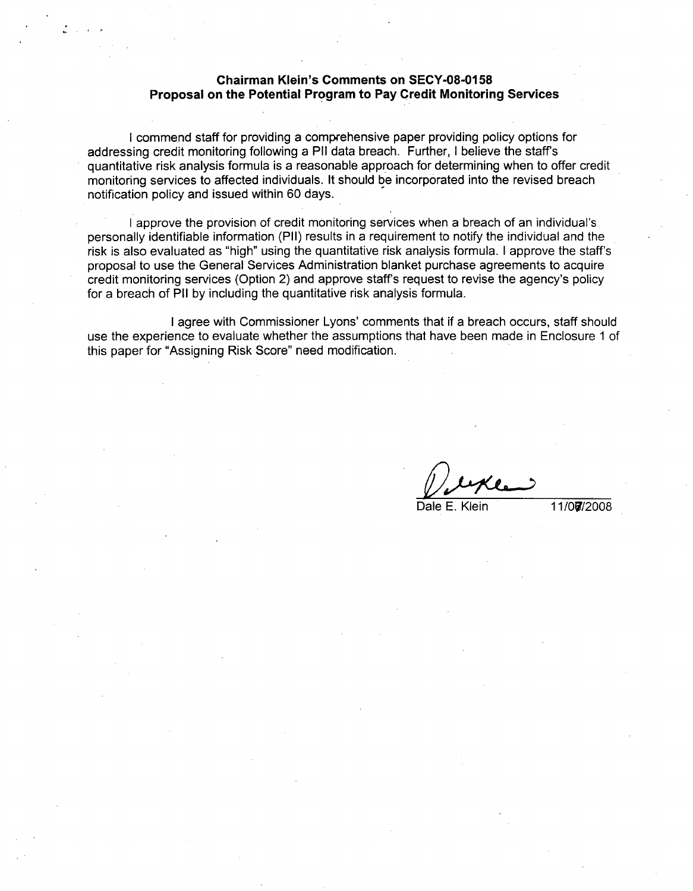**Chairman Klein's Comments on SECY-08-0158**
**Proposal on the Potential Program to Pay Credit Monitoring Services**

I commend staff for providing a comprehensive paper providing policy options for addressing credit monitoring following a PII data breach. Further, I believe the staff's quantitative risk analysis formula is a reasonable approach for determining when to offer credit monitoring services to affected individuals. It should be incorporated into the revised breach notification policy and issued within 60 days.

I approve the provision of credit monitoring services when a breach of an individual's personally identifiable information (PII) results in a requirement to notify the individual and the risk is also evaluated as "high" using the quantitative risk analysis formula. I approve the staff's proposal to use the General Services Administration blanket purchase agreements to acquire credit monitoring services (Option 2) and approve staff's request to revise the agency's policy for a breach of PII by including the quantitative risk analysis formula.

I agree with Commissioner Lyons' comments that if a breach occurs, staff should use the experience to evaluate whether the assumptions that have been made in Enclosure 1 of this paper for "Assigning Risk Score" need modification.

Dale E. Klein 11/07/2008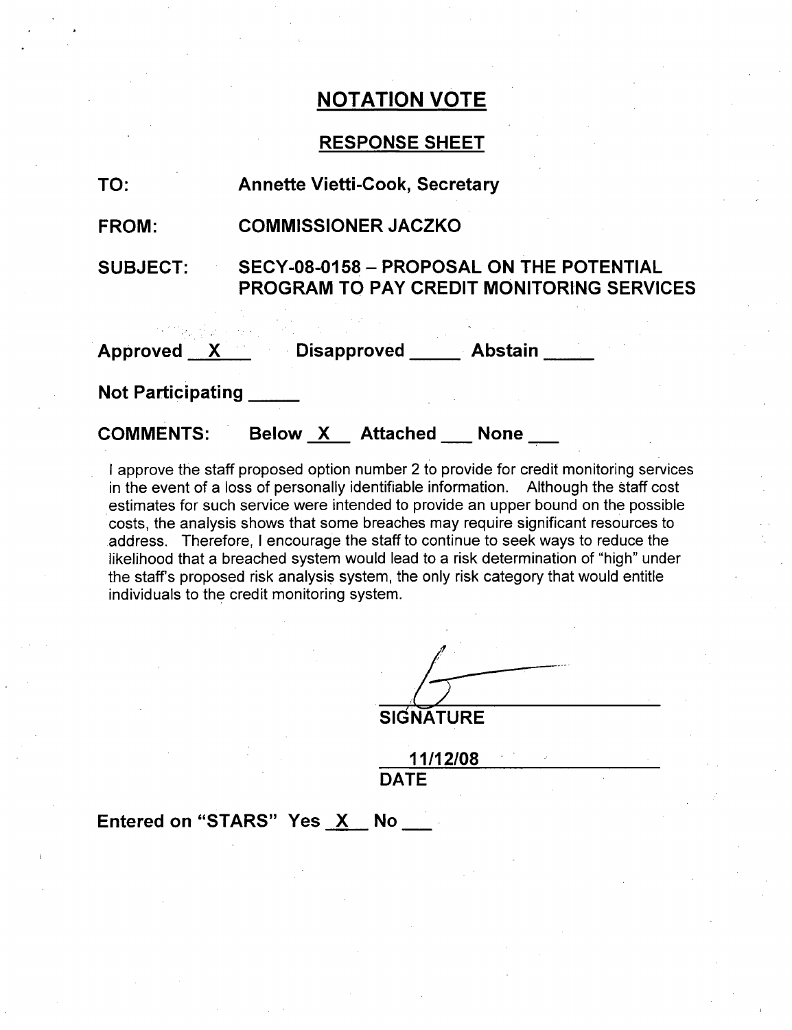# NOTATION VOTE

## RESPONSE SHEET

**TO:** Annette Vietti-Cook, Secretary

**FROM:** COMMISSIONER JACZKO

**SUBJECT:** SECY-08-0158 – PROPOSAL ON THE POTENTIAL PROGRAM TO PAY CREDIT MONITORING SERVICES

**Approved** X **Disapproved** _____ **Abstain** _____

**Not Participating** _____

**COMMENTS:** Below X Attached ___ None ___

I approve the staff proposed option number 2 to provide for credit monitoring services in the event of a loss of personally identifiable information. Although the staff cost estimates for such service were intended to provide an upper bound on the possible costs, the analysis shows that some breaches may require significant resources to address. Therefore, I encourage the staff to continue to seek ways to reduce the likelihood that a breached system would lead to a risk determination of "high" under the staff's proposed risk analysis system, the only risk category that would entitle individuals to the credit monitoring system.

SIGNATURE

11/12/08

DATE

**Entered on "STARS" Yes** X **No** ___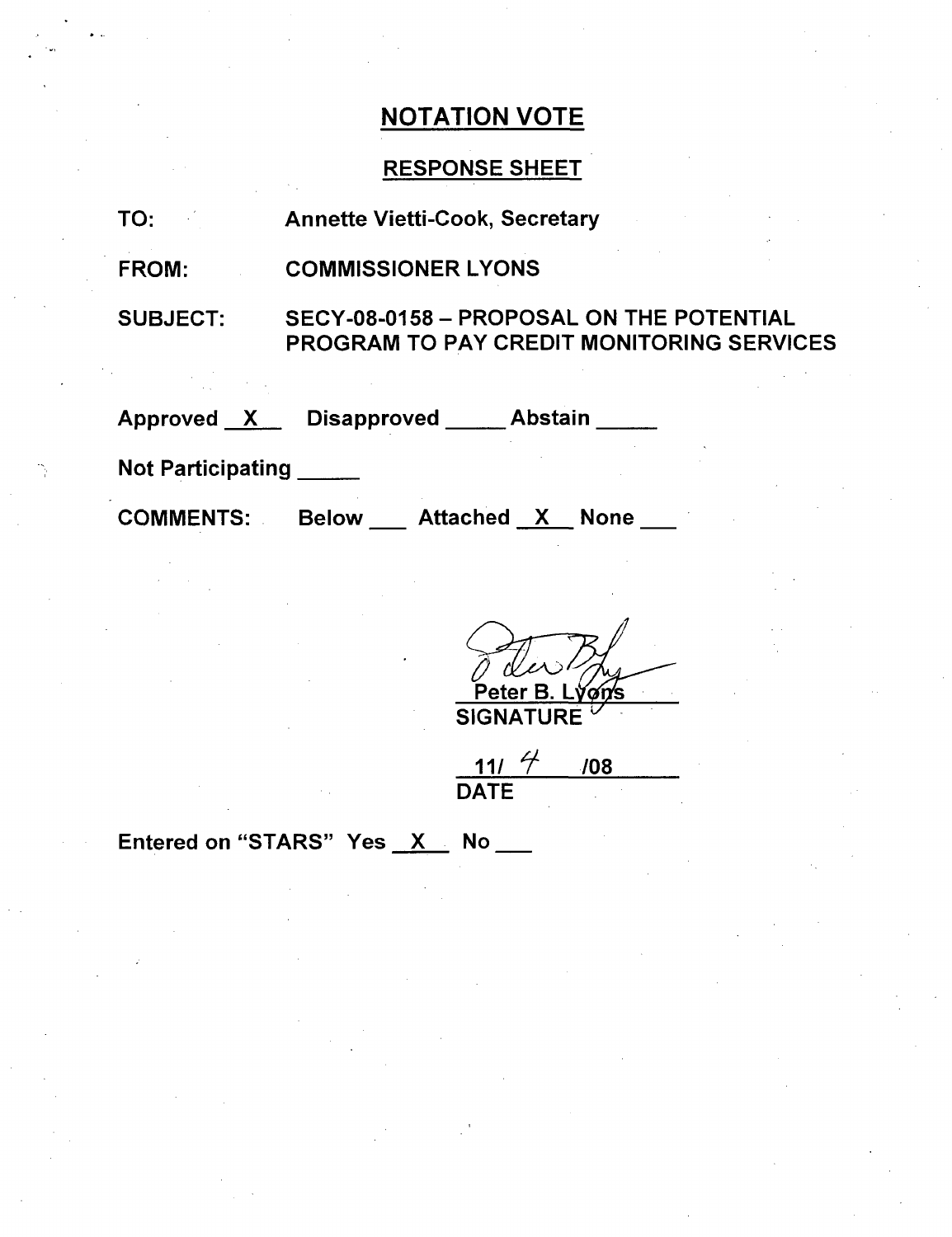# NOTATION VOTE

## RESPONSE SHEET

TO: Annette Vietti-Cook, Secretary

FROM: COMMISSIONER LYONS

SUBJECT: SECY-08-0158 – PROPOSAL ON THE POTENTIAL PROGRAM TO PAY CREDIT MONITORING SERVICES

Approved \_X\_ Disapproved \_\_\_\_\_ Abstain \_\_\_\_\_

Not Participating \_\_\_\_\_

COMMENTS: Below \_\_\_ Attached \_X\_ None \_\_\_

Peter B. Lyons
SIGNATURE

11/ 4 /08
DATE

Entered on "STARS" Yes \_X\_ No \_\_\_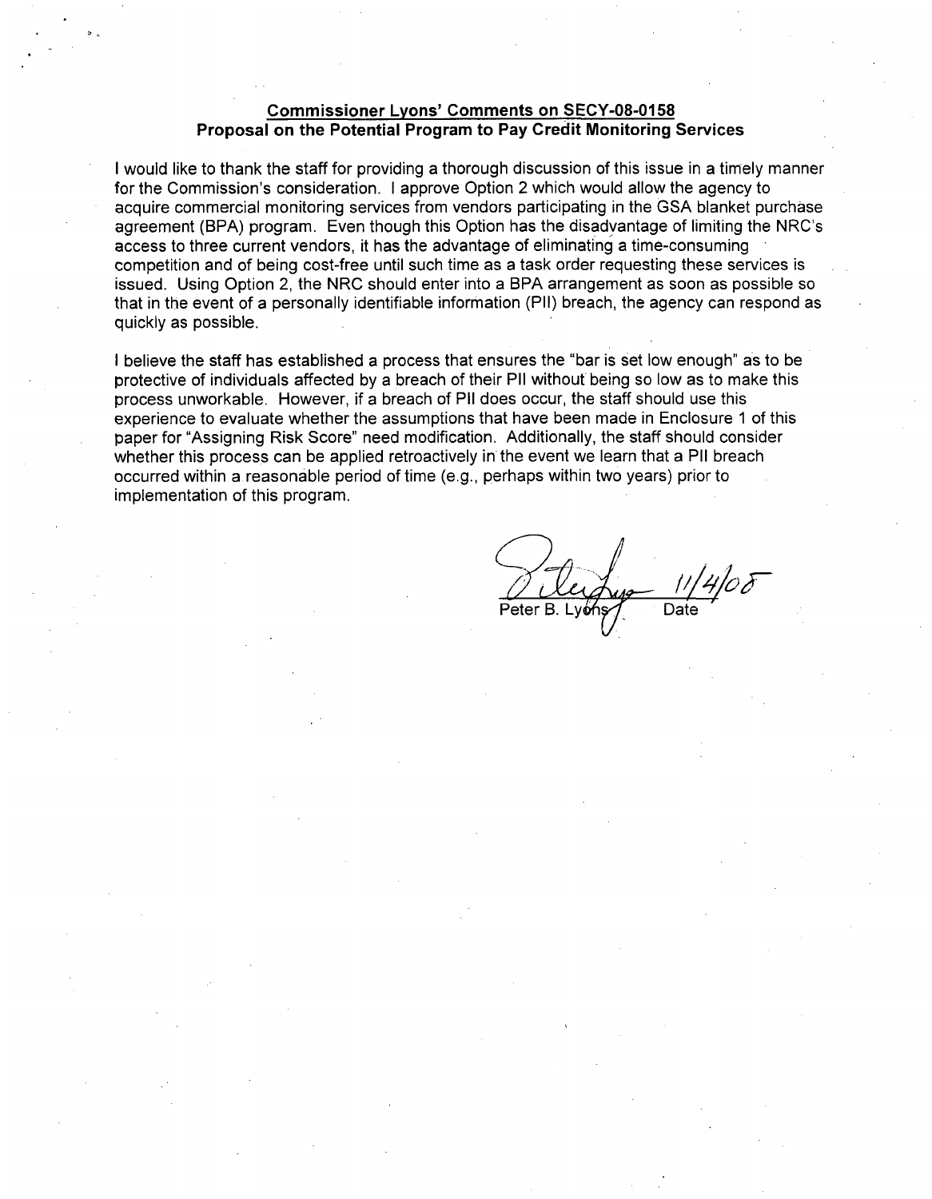**Commissioner Lyons' Comments on SECY-08-0158**
**Proposal on the Potential Program to Pay Credit Monitoring Services**

I would like to thank the staff for providing a thorough discussion of this issue in a timely manner for the Commission's consideration. I approve Option 2 which would allow the agency to acquire commercial monitoring services from vendors participating in the GSA blanket purchase agreement (BPA) program. Even though this Option has the disadvantage of limiting the NRC's access to three current vendors, it has the advantage of eliminating a time-consuming competition and of being cost-free until such time as a task order requesting these services is issued. Using Option 2, the NRC should enter into a BPA arrangement as soon as possible so that in the event of a personally identifiable information (PII) breach, the agency can respond as quickly as possible.

I believe the staff has established a process that ensures the "bar is set low enough" as to be protective of individuals affected by a breach of their PII without being so low as to make this process unworkable. However, if a breach of PII does occur, the staff should use this experience to evaluate whether the assumptions that have been made in Enclosure 1 of this paper for "Assigning Risk Score" need modification. Additionally, the staff should consider whether this process can be applied retroactively in the event we learn that a PII breach occurred within a reasonable period of time (e.g., perhaps within two years) prior to implementation of this program.

Peter B. Lyons 11/4/08
Date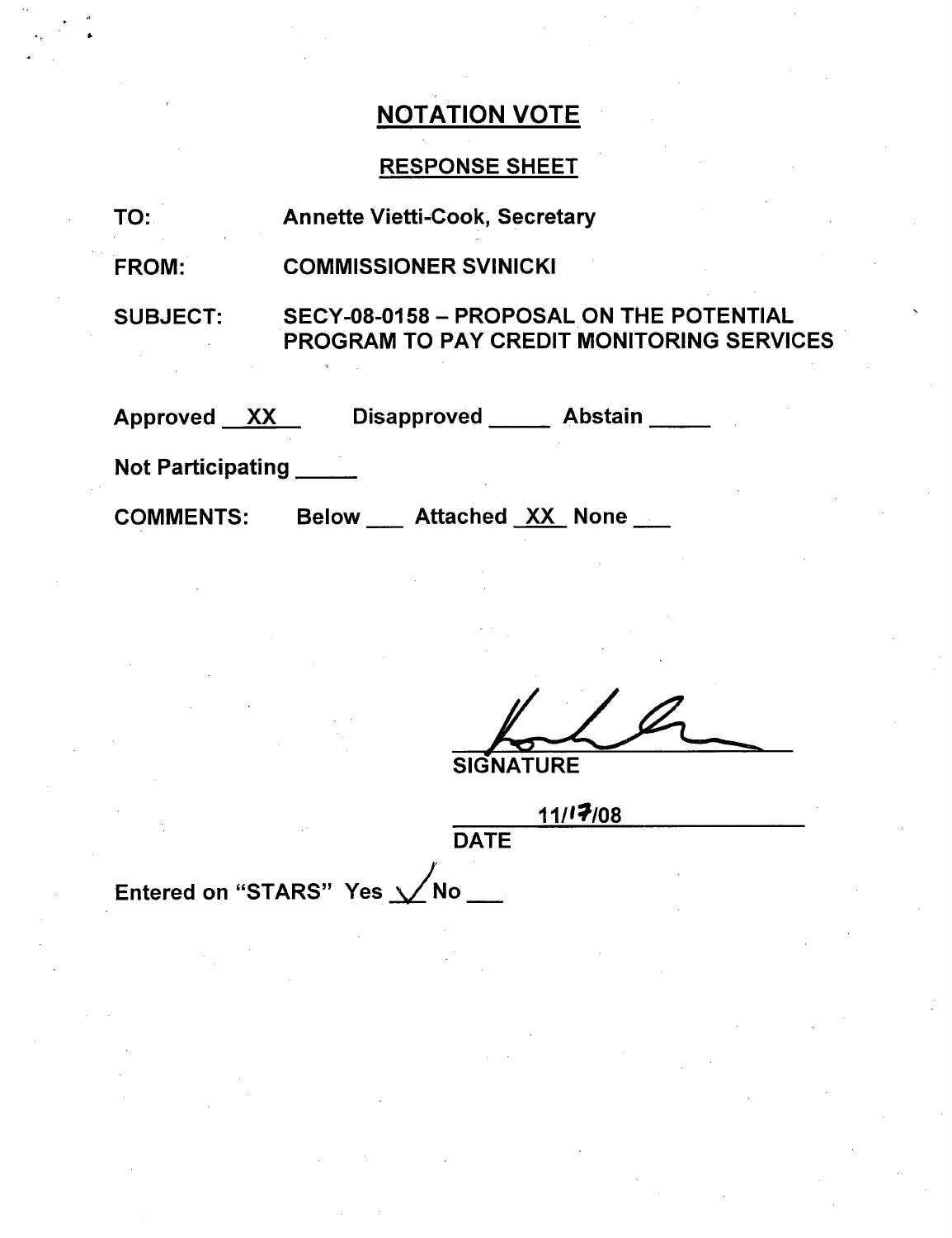## NOTATION VOTE

### RESPONSE SHEET

TO: Annette Vietti-Cook, Secretary

FROM: COMMISSIONER SVINICKI

SUBJECT: SECY-08-0158 – PROPOSAL ON THE POTENTIAL PROGRAM TO PAY CREDIT MONITORING SERVICES

Approved __XX__ Disapproved _____ Abstain _____

Not Participating _____

COMMENTS: Below ___ Attached _XX_ None ___

SIGNATURE

11/17/08

DATE

Entered on "STARS" Yes ✓ No ___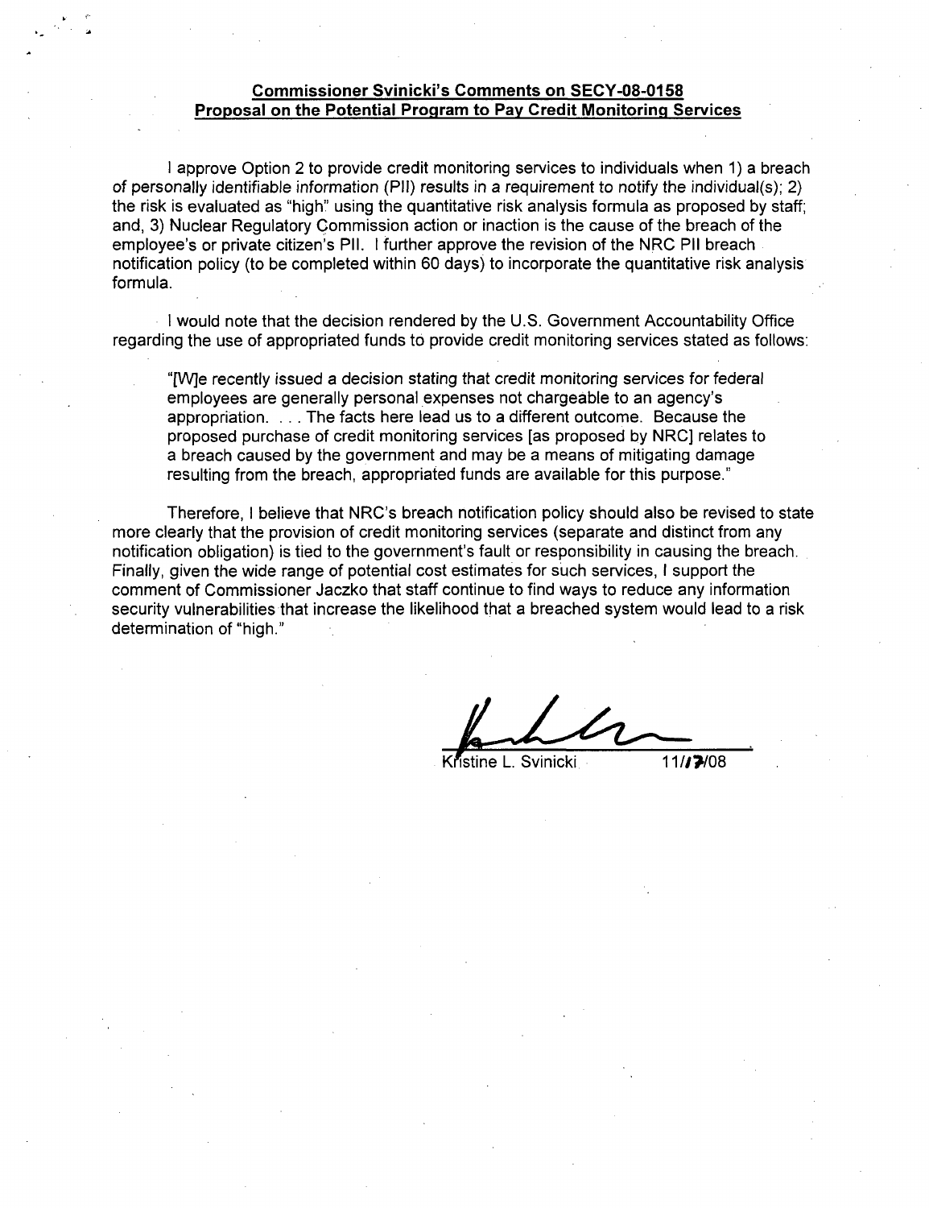**Commissioner Svinicki's Comments on SECY-08-0158**
**Proposal on the Potential Program to Pay Credit Monitoring Services**

I approve Option 2 to provide credit monitoring services to individuals when 1) a breach of personally identifiable information (PII) results in a requirement to notify the individual(s); 2) the risk is evaluated as "high" using the quantitative risk analysis formula as proposed by staff; and, 3) Nuclear Regulatory Commission action or inaction is the cause of the breach of the employee's or private citizen's PII. I further approve the revision of the NRC PII breach notification policy (to be completed within 60 days) to incorporate the quantitative risk analysis formula.

I would note that the decision rendered by the U.S. Government Accountability Office regarding the use of appropriated funds to provide credit monitoring services stated as follows:

> "[W]e recently issued a decision stating that credit monitoring services for federal employees are generally personal expenses not chargeable to an agency's appropriation. . . . The facts here lead us to a different outcome. Because the proposed purchase of credit monitoring services [as proposed by NRC] relates to a breach caused by the government and may be a means of mitigating damage resulting from the breach, appropriated funds are available for this purpose."

Therefore, I believe that NRC's breach notification policy should also be revised to state more clearly that the provision of credit monitoring services (separate and distinct from any notification obligation) is tied to the government's fault or responsibility in causing the breach. Finally, given the wide range of potential cost estimates for such services, I support the comment of Commissioner Jaczko that staff continue to find ways to reduce any information security vulnerabilities that increase the likelihood that a breached system would lead to a risk determination of "high."

Kristine L. Svinicki 11/17/08